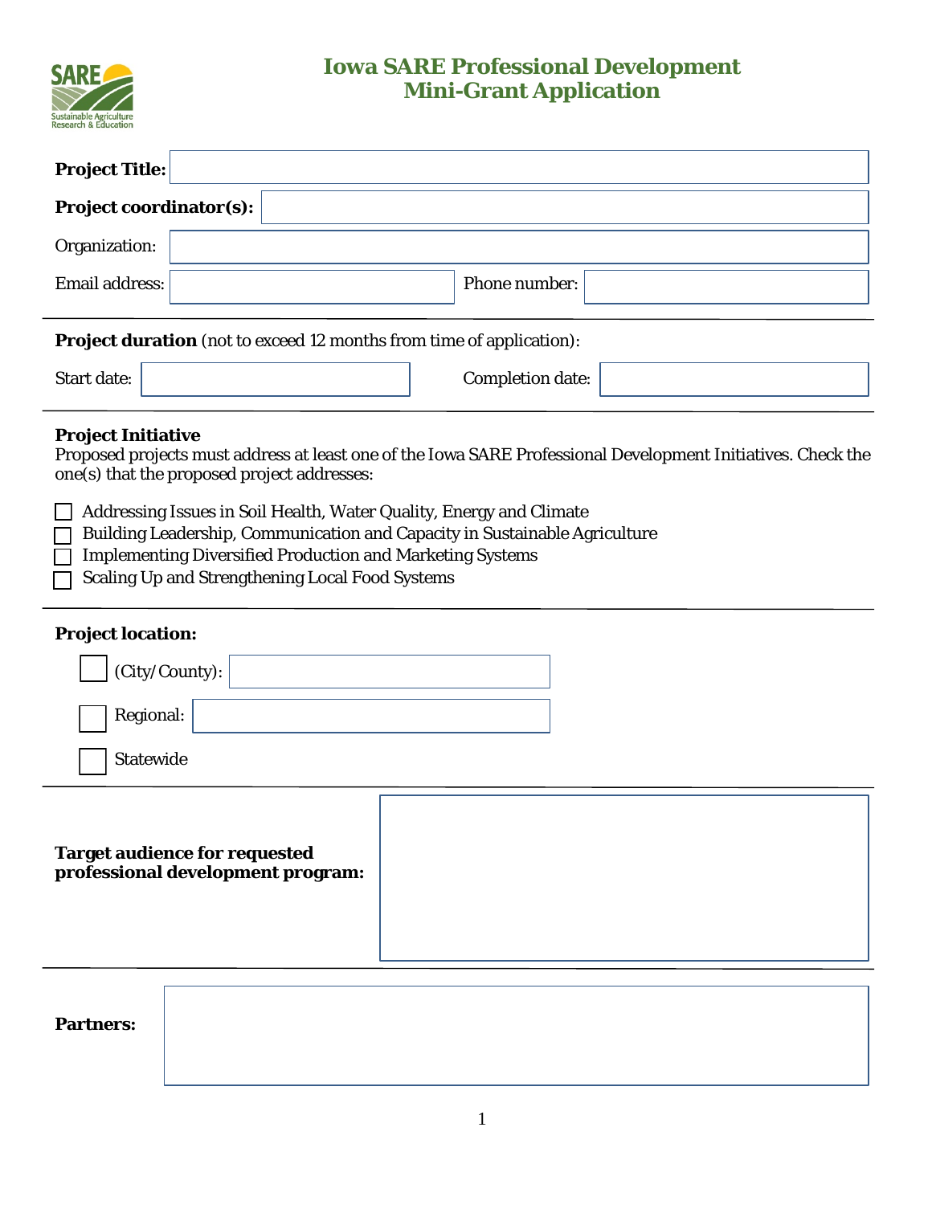# Iowa SARE Professional Development Mini-Grant Application

**Project Title:**

**Project coordinator(s):**

Organization:

Email address: Phone number:

---

**Project duration** (not to exceed 12 months from time of application):

Start date: Completion date:

---

**Project Initiative**

Proposed projects must address at least one of the Iowa SARE Professional Development Initiatives. Check the one(s) that the proposed project addresses:

- ☐ Addressing Issues in Soil Health, Water Quality, Energy and Climate
- ☐ Building Leadership, Communication and Capacity in Sustainable Agriculture
- ☐ Implementing Diversified Production and Marketing Systems
- ☐ Scaling Up and Strengthening Local Food Systems

---

**Project location:**

- ☐ (City/County):
- ☐ Regional:
- ☐ Statewide

---

**Target audience for requested professional development program:**

---

**Partners:**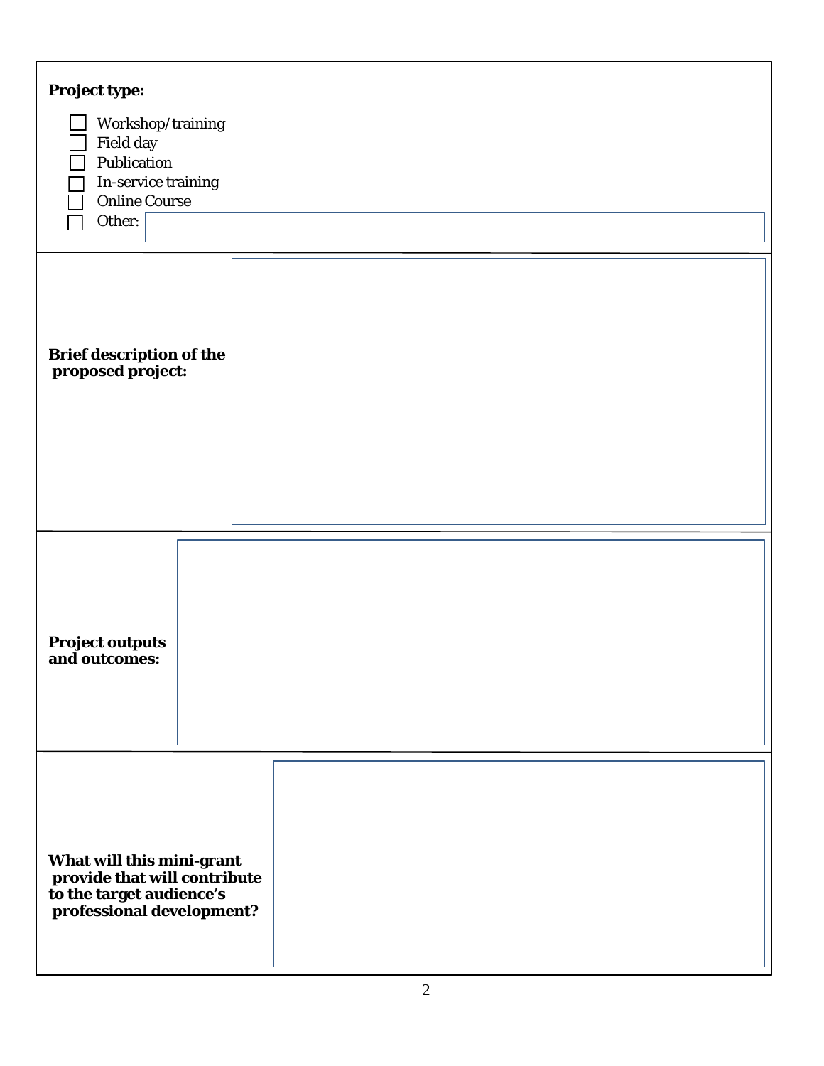**Project type:**

- [ ] Workshop/training
- [ ] Field day
- [ ] Publication
- [ ] In-service training
- [ ] Online Course
- [ ] Other:

| | |
|---|---|
| **Brief description of the proposed project:** | |
| **Project outputs and outcomes:** | |
| **What will this mini-grant provide that will contribute to the target audience's professional development?** | |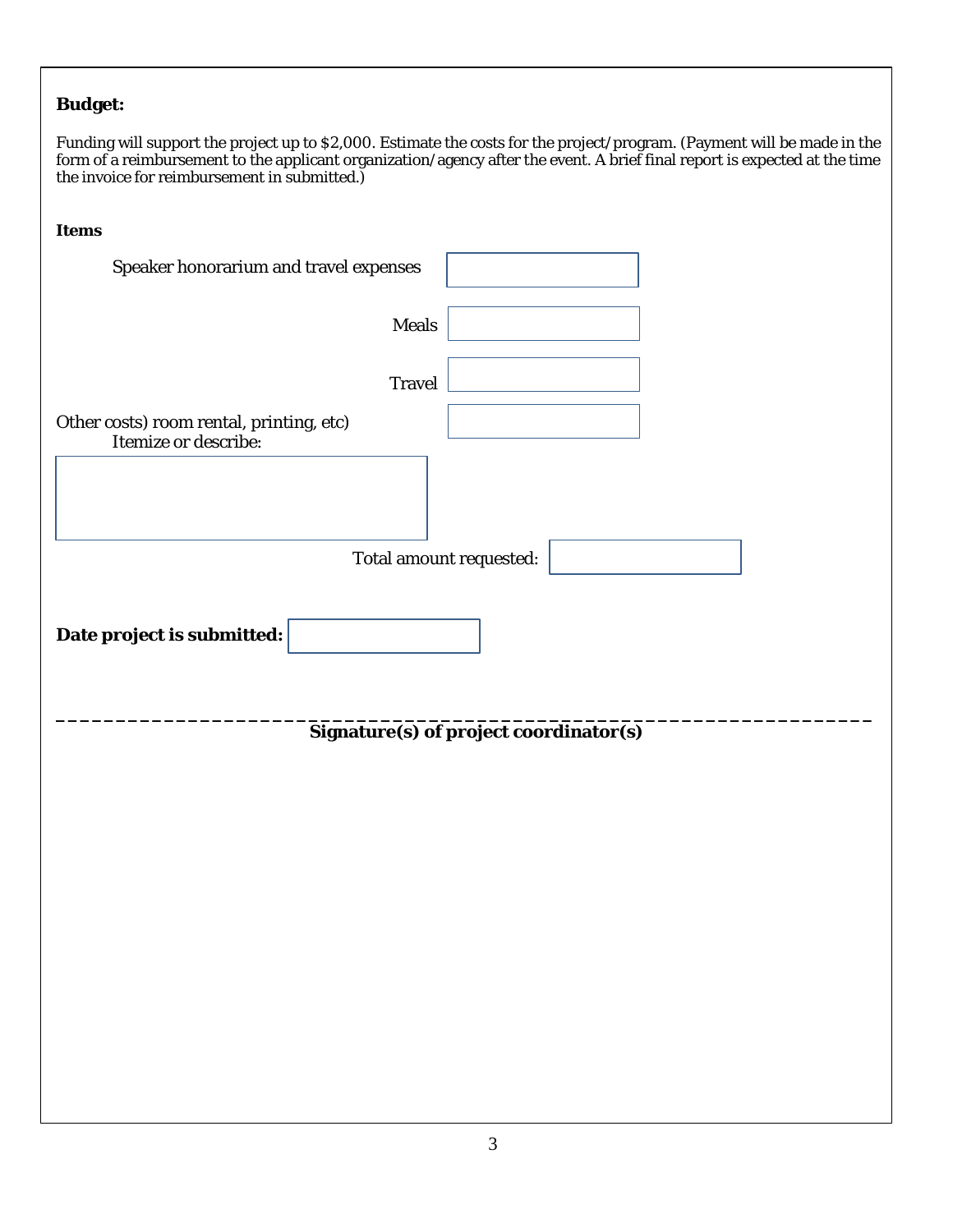**Budget:**

Funding will support the project up to $2,000. Estimate the costs for the project/program. (Payment will be made in the form of a reimbursement to the applicant organization/agency after the event. A brief final report is expected at the time the invoice for reimbursement in submitted.)

**Items**

Speaker honorarium and travel expenses

Meals

Travel

Other costs) room rental, printing, etc)
Itemize or describe:

Total amount requested:

**Date project is submitted:**

______________________________________________________________________

**Signature(s) of project coordinator(s)**